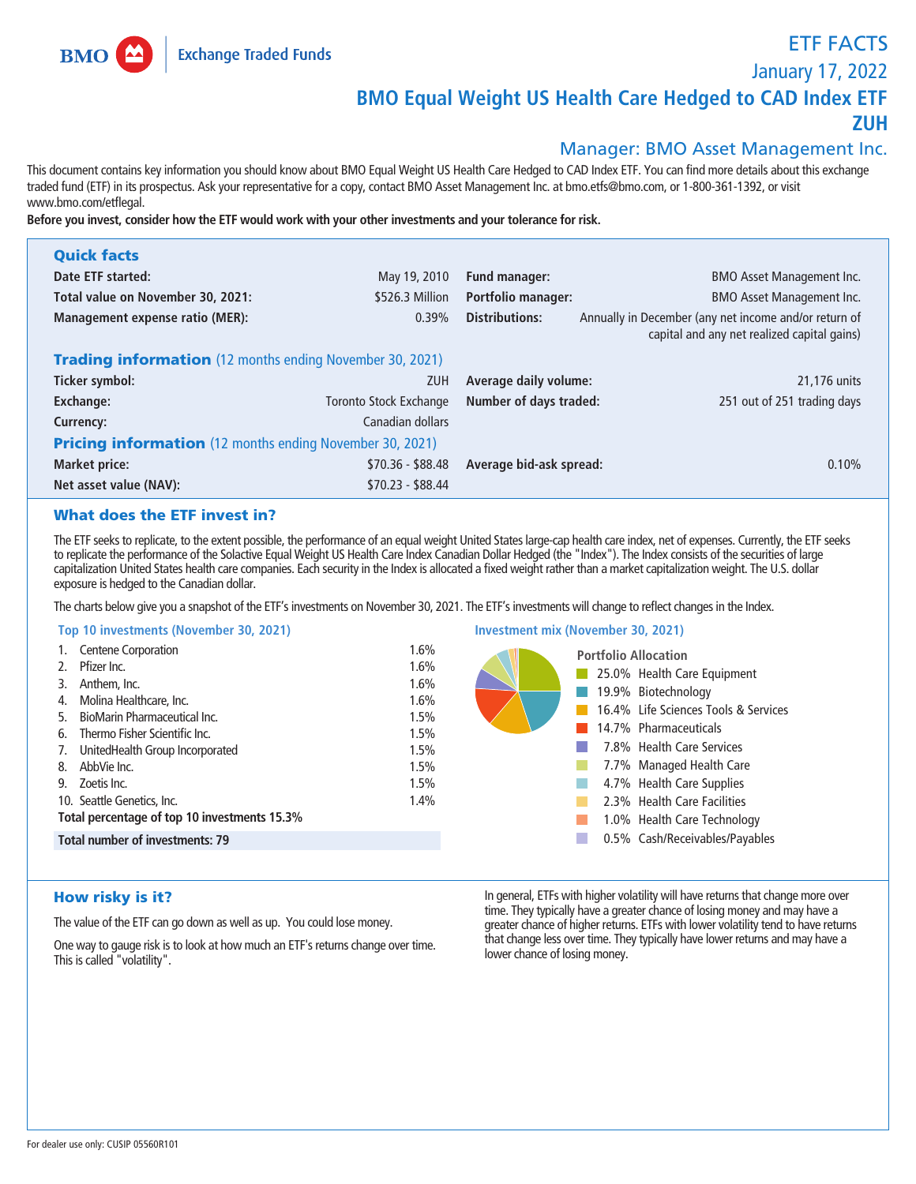BMO Exchange Traded Funds

# ETF FACTS

January 17, 2022

## BMO Equal Weight US Health Care Hedged to CAD Index ETF
## ZUH

Manager: BMO Asset Management Inc.

This document contains key information you should know about BMO Equal Weight US Health Care Hedged to CAD Index ETF. You can find more details about this exchange traded fund (ETF) in its prospectus. Ask your representative for a copy, contact BMO Asset Management Inc. at bmo.etfs@bmo.com, or 1-800-361-1392, or visit www.bmo.com/etflegal.

**Before you invest, consider how the ETF would work with your other investments and your tolerance for risk.**

### Quick facts

| | | | |
|---|---|---|---|
| **Date ETF started:** | May 19, 2010 | **Fund manager:** | BMO Asset Management Inc. |
| **Total value on November 30, 2021:** | $526.3 Million | **Portfolio manager:** | BMO Asset Management Inc. |
| **Management expense ratio (MER):** | 0.39% | **Distributions:** | Annually in December (any net income and/or return of capital and any net realized capital gains) |

### Trading information (12 months ending November 30, 2021)

| | | | |
|---|---|---|---|
| **Ticker symbol:** | ZUH | **Average daily volume:** | 21,176 units |
| **Exchange:** | Toronto Stock Exchange | **Number of days traded:** | 251 out of 251 trading days |
| **Currency:** | Canadian dollars | | |

### Pricing information (12 months ending November 30, 2021)

| | | | |
|---|---|---|---|
| **Market price:** | $70.36 - $88.48 | **Average bid-ask spread:** | 0.10% |
| **Net asset value (NAV):** | $70.23 - $88.44 | | |

### What does the ETF invest in?

The ETF seeks to replicate, to the extent possible, the performance of an equal weight United States large-cap health care index, net of expenses. Currently, the ETF seeks to replicate the performance of the Solactive Equal Weight US Health Care Index Canadian Dollar Hedged (the "Index"). The Index consists of the securities of large capitalization United States health care companies. Each security in the Index is allocated a fixed weight rather than a market capitalization weight. The U.S. dollar exposure is hedged to the Canadian dollar.

The charts below give you a snapshot of the ETF's investments on November 30, 2021. The ETF's investments will change to reflect changes in the Index.

#### Top 10 investments (November 30, 2021)

| | | |
|---|---|---|
| 1. | Centene Corporation | 1.6% |
| 2. | Pfizer Inc. | 1.6% |
| 3. | Anthem, Inc. | 1.6% |
| 4. | Molina Healthcare, Inc. | 1.6% |
| 5. | BioMarin Pharmaceutical Inc. | 1.5% |
| 6. | Thermo Fisher Scientific Inc. | 1.5% |
| 7. | UnitedHealth Group Incorporated | 1.5% |
| 8. | AbbVie Inc. | 1.5% |
| 9. | Zoetis Inc. | 1.5% |
| 10. | Seattle Genetics, Inc. | 1.4% |
| | **Total percentage of top 10 investments** | **15.3%** |

**Total number of investments: 79**

#### Investment mix (November 30, 2021)

**Portfolio Allocation**

- 25.0% Health Care Equipment
- 19.9% Biotechnology
- 16.4% Life Sciences Tools & Services
- 14.7% Pharmaceuticals
- 7.8% Health Care Services
- 7.7% Managed Health Care
- 4.7% Health Care Supplies
- 2.3% Health Care Facilities
- 1.0% Health Care Technology
- 0.5% Cash/Receivables/Payables

### How risky is it?

The value of the ETF can go down as well as up. You could lose money.

One way to gauge risk is to look at how much an ETF's returns change over time. This is called "volatility".

In general, ETFs with higher volatility will have returns that change more over time. They typically have a greater chance of losing money and may have a greater chance of higher returns. ETFs with lower volatility tend to have returns that change less over time. They typically have lower returns and may have a lower chance of losing money.

For dealer use only: CUSIP 05560R101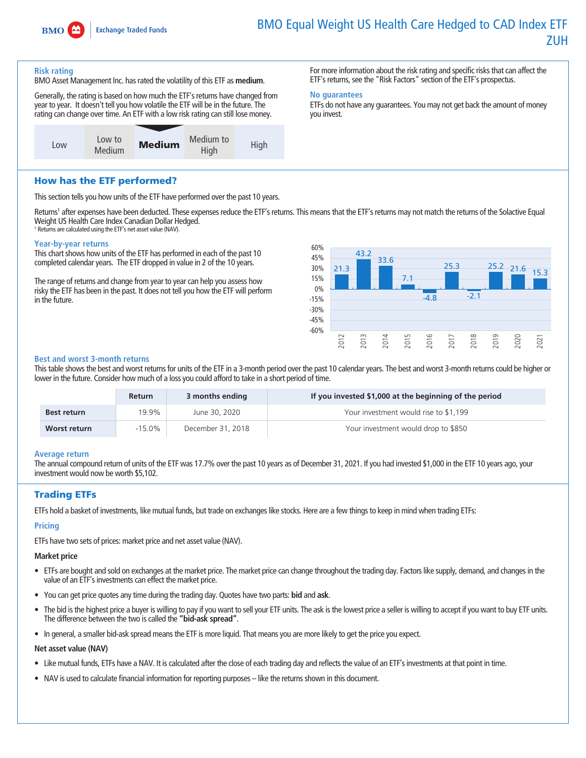# BMO Equal Weight US Health Care Hedged to CAD Index ETF
# ZUH

### Risk rating

BMO Asset Management Inc. has rated the volatility of this ETF as **medium**.

Generally, the rating is based on how much the ETF's returns have changed from year to year. It doesn't tell you how volatile the ETF will be in the future. The rating can change over time. An ETF with a low risk rating can still lose money.

| Low | Low to Medium | **Medium** | Medium to High | High |
|---|---|---|---|---|

For more information about the risk rating and specific risks that can affect the ETF's returns, see the "Risk Factors" section of the ETF's prospectus.

### No guarantees

ETFs do not have any guarantees. You may not get back the amount of money you invest.

## How has the ETF performed?

This section tells you how units of the ETF have performed over the past 10 years.

Returns[1] after expenses have been deducted. These expenses reduce the ETF's returns. This means that the ETF's returns may not match the returns of the Solactive Equal Weight US Health Care Index Canadian Dollar Hedged.

[1] Returns are calculated using the ETF's net asset value (NAV).

### Year-by-year returns

This chart shows how units of the ETF has performed in each of the past 10 completed calendar years. The ETF dropped in value in 2 of the 10 years.

The range of returns and change from year to year can help you assess how risky the ETF has been in the past. It does not tell you how the ETF will perform in the future.

| Year | 2012 | 2013 | 2014 | 2015 | 2016 | 2017 | 2018 | 2019 | 2020 | 2021 |
|---|---|---|---|---|---|---|---|---|---|---|
| Return (%) | 21.3 | 43.2 | 33.6 | 7.1 | -4.8 | 25.3 | -2.1 | 25.2 | 21.6 | 15.3 |

### Best and worst 3-month returns

This table shows the best and worst returns for units of the ETF in a 3-month period over the past 10 calendar years. The best and worst 3-month returns could be higher or lower in the future. Consider how much of a loss you could afford to take in a short period of time.

| | Return | 3 months ending | If you invested $1,000 at the beginning of the period |
|---|---|---|---|
| **Best return** | 19.9% | June 30, 2020 | Your investment would rise to $1,199 |
| **Worst return** | -15.0% | December 31, 2018 | Your investment would drop to $850 |

### Average return

The annual compound return of units of the ETF was 17.7% over the past 10 years as of December 31, 2021. If you had invested $1,000 in the ETF 10 years ago, your investment would now be worth $5,102.

## Trading ETFs

ETFs hold a basket of investments, like mutual funds, but trade on exchanges like stocks. Here are a few things to keep in mind when trading ETFs:

### Pricing

ETFs have two sets of prices: market price and net asset value (NAV).

**Market price**

- ETFs are bought and sold on exchanges at the market price. The market price can change throughout the trading day. Factors like supply, demand, and changes in the value of an ETF's investments can effect the market price.
- You can get price quotes any time during the trading day. Quotes have two parts: **bid** and **ask**.
- The bid is the highest price a buyer is willing to pay if you want to sell your ETF units. The ask is the lowest price a seller is willing to accept if you want to buy ETF units. The difference between the two is called the **"bid-ask spread"**.
- In general, a smaller bid-ask spread means the ETF is more liquid. That means you are more likely to get the price you expect.

**Net asset value (NAV)**

- Like mutual funds, ETFs have a NAV. It is calculated after the close of each trading day and reflects the value of an ETF's investments at that point in time.
- NAV is used to calculate financial information for reporting purposes – like the returns shown in this document.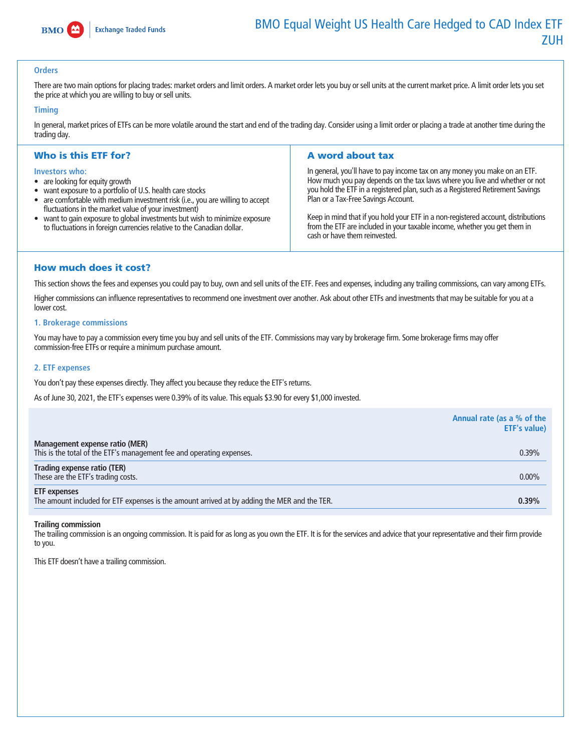### Orders

There are two main options for placing trades: market orders and limit orders. A market order lets you buy or sell units at the current market price. A limit order lets you set the price at which you are willing to buy or sell units.

### Timing

In general, market prices of ETFs can be more volatile around the start and end of the trading day. Consider using a limit order or placing a trade at another time during the trading day.

## Who is this ETF for?

**Investors who:**

- are looking for equity growth
- want exposure to a portfolio of U.S. health care stocks
- are comfortable with medium investment risk (i.e., you are willing to accept fluctuations in the market value of your investment)
- want to gain exposure to global investments but wish to minimize exposure to fluctuations in foreign currencies relative to the Canadian dollar.

## A word about tax

In general, you'll have to pay income tax on any money you make on an ETF. How much you pay depends on the tax laws where you live and whether or not you hold the ETF in a registered plan, such as a Registered Retirement Savings Plan or a Tax-Free Savings Account.

Keep in mind that if you hold your ETF in a non-registered account, distributions from the ETF are included in your taxable income, whether you get them in cash or have them reinvested.

## How much does it cost?

This section shows the fees and expenses you could pay to buy, own and sell units of the ETF. Fees and expenses, including any trailing commissions, can vary among ETFs.

Higher commissions can influence representatives to recommend one investment over another. Ask about other ETFs and investments that may be suitable for you at a lower cost.

### 1. Brokerage commissions

You may have to pay a commission every time you buy and sell units of the ETF. Commissions may vary by brokerage firm. Some brokerage firms may offer commission-free ETFs or require a minimum purchase amount.

### 2. ETF expenses

You don't pay these expenses directly. They affect you because they reduce the ETF's returns.

As of June 30, 2021, the ETF's expenses were 0.39% of its value. This equals $3.90 for every $1,000 invested.

| | Annual rate (as a % of the ETF's value) |
|---|---|
| **Management expense ratio (MER)**<br>This is the total of the ETF's management fee and operating expenses. | 0.39% |
| **Trading expense ratio (TER)**<br>These are the ETF's trading costs. | 0.00% |
| **ETF expenses**<br>The amount included for ETF expenses is the amount arrived at by adding the MER and the TER. | **0.39%** |

**Trailing commission**
The trailing commission is an ongoing commission. It is paid for as long as you own the ETF. It is for the services and advice that your representative and their firm provide to you.

This ETF doesn't have a trailing commission.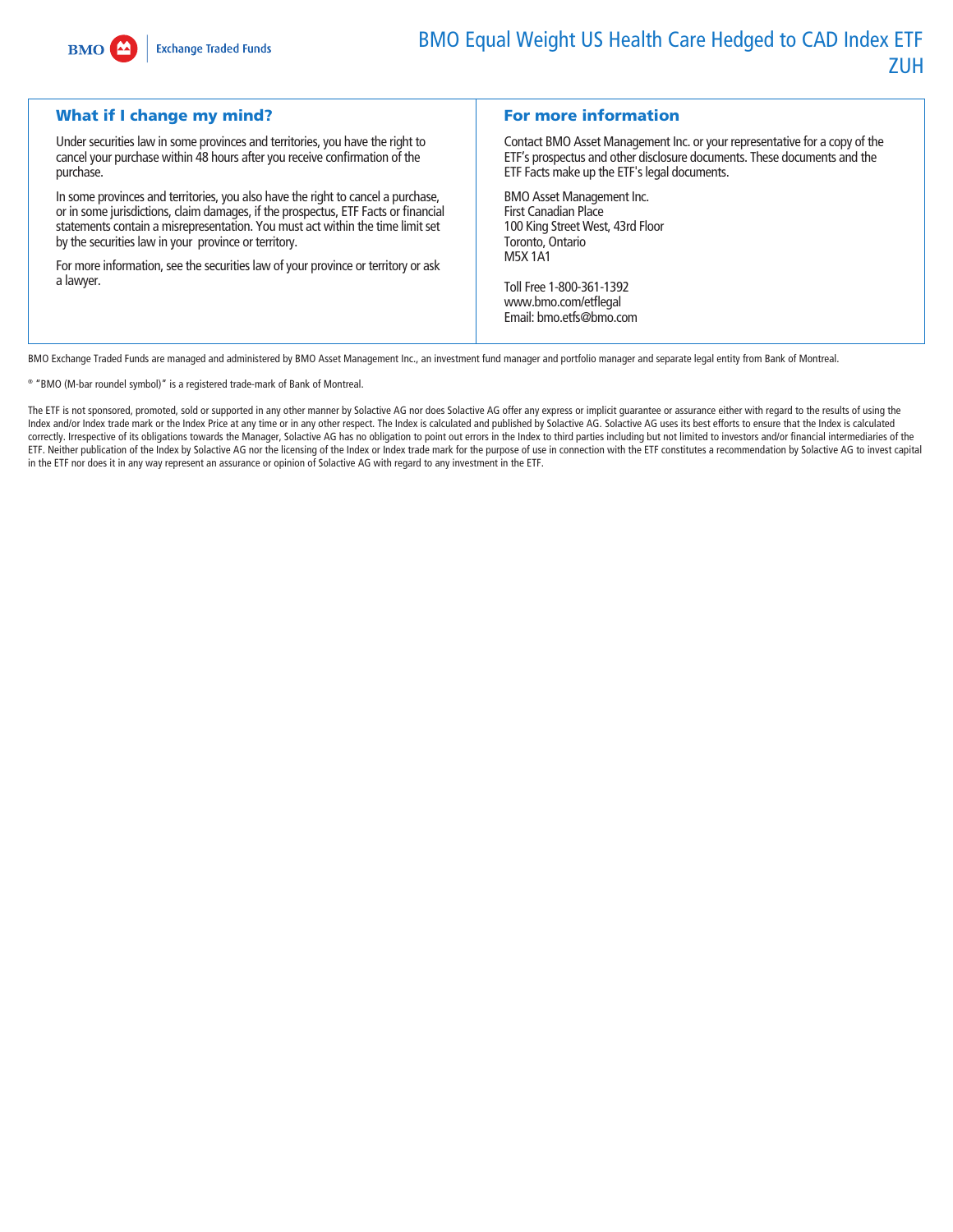## What if I change my mind?

Under securities law in some provinces and territories, you have the right to cancel your purchase within 48 hours after you receive confirmation of the purchase.

In some provinces and territories, you also have the right to cancel a purchase, or in some jurisdictions, claim damages, if the prospectus, ETF Facts or financial statements contain a misrepresentation. You must act within the time limit set by the securities law in your province or territory.

For more information, see the securities law of your province or territory or ask a lawyer.

## For more information

Contact BMO Asset Management Inc. or your representative for a copy of the ETF's prospectus and other disclosure documents. These documents and the ETF Facts make up the ETF's legal documents.

BMO Asset Management Inc.
First Canadian Place
100 King Street West, 43rd Floor
Toronto, Ontario
M5X 1A1

Toll Free 1-800-361-1392
www.bmo.com/etflegal
Email: bmo.etfs@bmo.com

BMO Exchange Traded Funds are managed and administered by BMO Asset Management Inc., an investment fund manager and portfolio manager and separate legal entity from Bank of Montreal.

® "BMO (M-bar roundel symbol)" is a registered trade-mark of Bank of Montreal.

The ETF is not sponsored, promoted, sold or supported in any other manner by Solactive AG nor does Solactive AG offer any express or implicit guarantee or assurance either with regard to the results of using the Index and/or Index trade mark or the Index Price at any time or in any other respect. The Index is calculated and published by Solactive AG. Solactive AG uses its best efforts to ensure that the Index is calculated correctly. Irrespective of its obligations towards the Manager, Solactive AG has no obligation to point out errors in the Index to third parties including but not limited to investors and/or financial intermediaries of the ETF. Neither publication of the Index by Solactive AG nor the licensing of the Index or Index trade mark for the purpose of use in connection with the ETF constitutes a recommendation by Solactive AG to invest capital in the ETF nor does it in any way represent an assurance or opinion of Solactive AG with regard to any investment in the ETF.